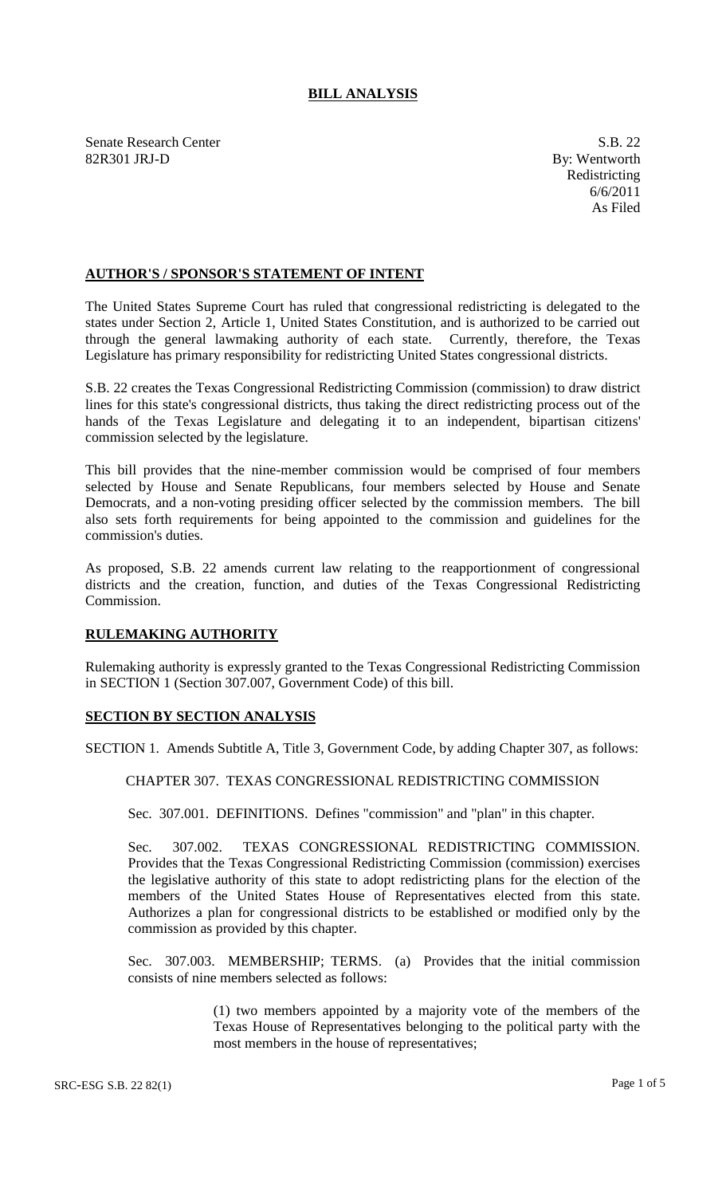# BILL ANALYSIS

Senate Research Center
82R301 JRJ-D

S.B. 22
By: Wentworth
Redistricting
6/6/2011
As Filed

## AUTHOR'S / SPONSOR'S STATEMENT OF INTENT

The United States Supreme Court has ruled that congressional redistricting is delegated to the states under Section 2, Article 1, United States Constitution, and is authorized to be carried out through the general lawmaking authority of each state. Currently, therefore, the Texas Legislature has primary responsibility for redistricting United States congressional districts.

S.B. 22 creates the Texas Congressional Redistricting Commission (commission) to draw district lines for this state's congressional districts, thus taking the direct redistricting process out of the hands of the Texas Legislature and delegating it to an independent, bipartisan citizens' commission selected by the legislature.

This bill provides that the nine-member commission would be comprised of four members selected by House and Senate Republicans, four members selected by House and Senate Democrats, and a non-voting presiding officer selected by the commission members. The bill also sets forth requirements for being appointed to the commission and guidelines for the commission's duties.

As proposed, S.B. 22 amends current law relating to the reapportionment of congressional districts and the creation, function, and duties of the Texas Congressional Redistricting Commission.

## RULEMAKING AUTHORITY

Rulemaking authority is expressly granted to the Texas Congressional Redistricting Commission in SECTION 1 (Section 307.007, Government Code) of this bill.

## SECTION BY SECTION ANALYSIS

SECTION 1. Amends Subtitle A, Title 3, Government Code, by adding Chapter 307, as follows:

CHAPTER 307. TEXAS CONGRESSIONAL REDISTRICTING COMMISSION

Sec. 307.001. DEFINITIONS. Defines "commission" and "plan" in this chapter.

Sec. 307.002. TEXAS CONGRESSIONAL REDISTRICTING COMMISSION. Provides that the Texas Congressional Redistricting Commission (commission) exercises the legislative authority of this state to adopt redistricting plans for the election of the members of the United States House of Representatives elected from this state. Authorizes a plan for congressional districts to be established or modified only by the commission as provided by this chapter.

Sec. 307.003. MEMBERSHIP; TERMS. (a) Provides that the initial commission consists of nine members selected as follows:

(1) two members appointed by a majority vote of the members of the Texas House of Representatives belonging to the political party with the most members in the house of representatives;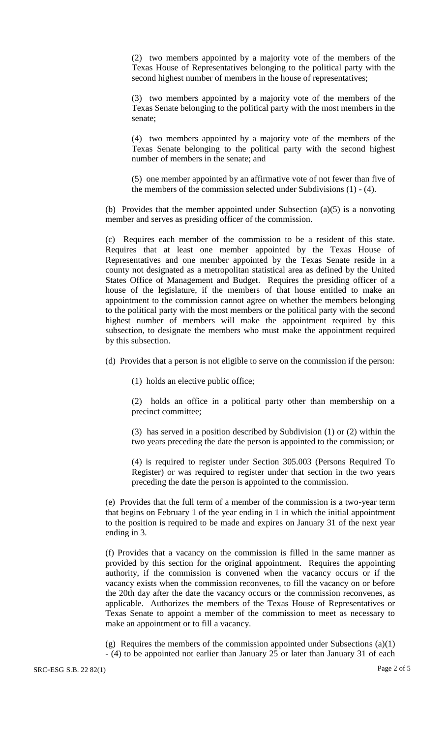(2) two members appointed by a majority vote of the members of the Texas House of Representatives belonging to the political party with the second highest number of members in the house of representatives;

(3) two members appointed by a majority vote of the members of the Texas Senate belonging to the political party with the most members in the senate;

(4) two members appointed by a majority vote of the members of the Texas Senate belonging to the political party with the second highest number of members in the senate; and

(5) one member appointed by an affirmative vote of not fewer than five of the members of the commission selected under Subdivisions (1) - (4).

(b) Provides that the member appointed under Subsection (a)(5) is a nonvoting member and serves as presiding officer of the commission.

(c) Requires each member of the commission to be a resident of this state. Requires that at least one member appointed by the Texas House of Representatives and one member appointed by the Texas Senate reside in a county not designated as a metropolitan statistical area as defined by the United States Office of Management and Budget. Requires the presiding officer of a house of the legislature, if the members of that house entitled to make an appointment to the commission cannot agree on whether the members belonging to the political party with the most members or the political party with the second highest number of members will make the appointment required by this subsection, to designate the members who must make the appointment required by this subsection.

(d) Provides that a person is not eligible to serve on the commission if the person:

(1) holds an elective public office;

(2) holds an office in a political party other than membership on a precinct committee;

(3) has served in a position described by Subdivision (1) or (2) within the two years preceding the date the person is appointed to the commission; or

(4) is required to register under Section 305.003 (Persons Required To Register) or was required to register under that section in the two years preceding the date the person is appointed to the commission.

(e) Provides that the full term of a member of the commission is a two-year term that begins on February 1 of the year ending in 1 in which the initial appointment to the position is required to be made and expires on January 31 of the next year ending in 3.

(f) Provides that a vacancy on the commission is filled in the same manner as provided by this section for the original appointment. Requires the appointing authority, if the commission is convened when the vacancy occurs or if the vacancy exists when the commission reconvenes, to fill the vacancy on or before the 20th day after the date the vacancy occurs or the commission reconvenes, as applicable. Authorizes the members of the Texas House of Representatives or Texas Senate to appoint a member of the commission to meet as necessary to make an appointment or to fill a vacancy.

(g) Requires the members of the commission appointed under Subsections (a)(1) - (4) to be appointed not earlier than January 25 or later than January 31 of each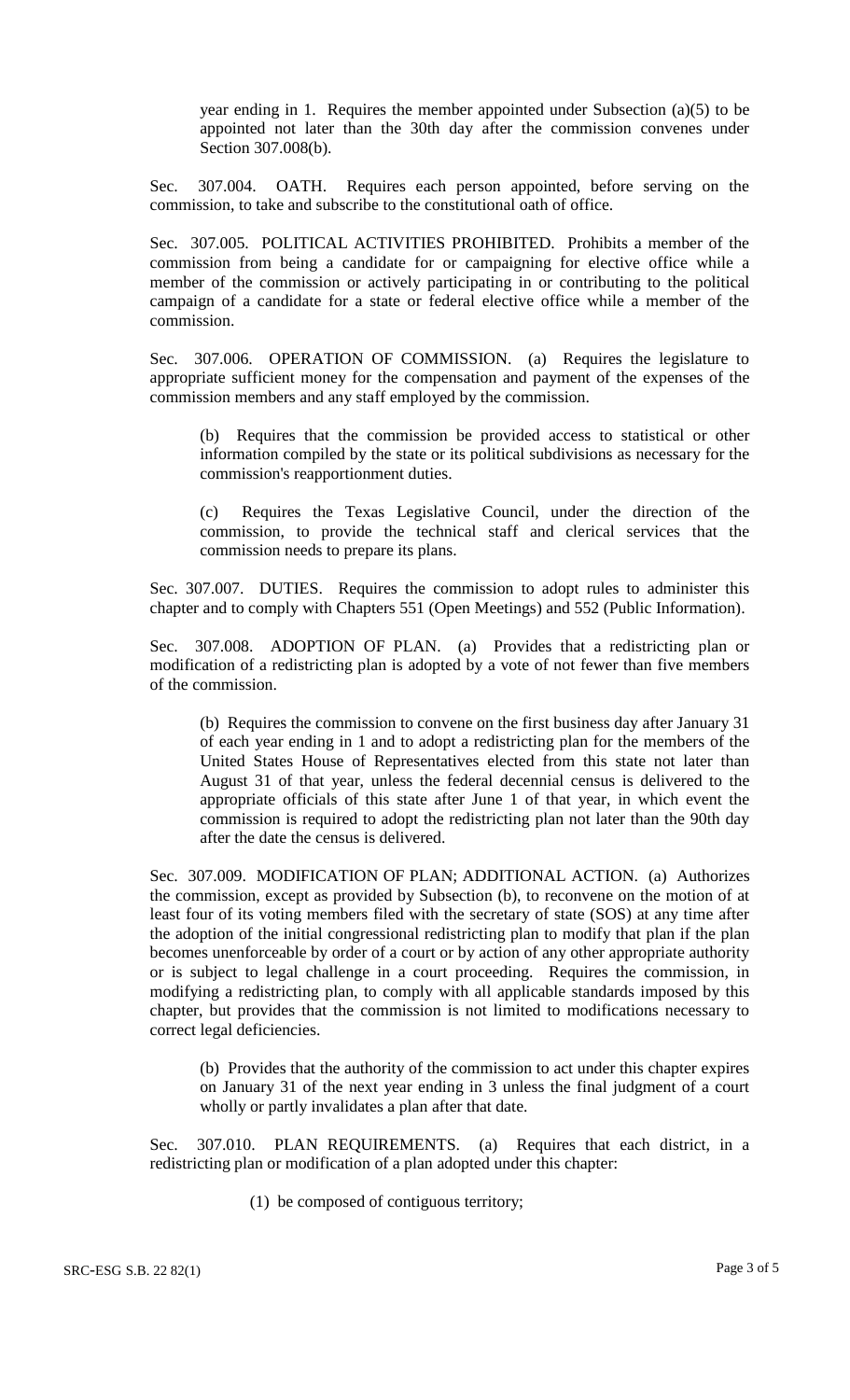year ending in 1. Requires the member appointed under Subsection (a)(5) to be appointed not later than the 30th day after the commission convenes under Section 307.008(b).

Sec. 307.004. OATH. Requires each person appointed, before serving on the commission, to take and subscribe to the constitutional oath of office.

Sec. 307.005. POLITICAL ACTIVITIES PROHIBITED. Prohibits a member of the commission from being a candidate for or campaigning for elective office while a member of the commission or actively participating in or contributing to the political campaign of a candidate for a state or federal elective office while a member of the commission.

Sec. 307.006. OPERATION OF COMMISSION. (a) Requires the legislature to appropriate sufficient money for the compensation and payment of the expenses of the commission members and any staff employed by the commission.

(b) Requires that the commission be provided access to statistical or other information compiled by the state or its political subdivisions as necessary for the commission's reapportionment duties.

(c) Requires the Texas Legislative Council, under the direction of the commission, to provide the technical staff and clerical services that the commission needs to prepare its plans.

Sec. 307.007. DUTIES. Requires the commission to adopt rules to administer this chapter and to comply with Chapters 551 (Open Meetings) and 552 (Public Information).

Sec. 307.008. ADOPTION OF PLAN. (a) Provides that a redistricting plan or modification of a redistricting plan is adopted by a vote of not fewer than five members of the commission.

(b) Requires the commission to convene on the first business day after January 31 of each year ending in 1 and to adopt a redistricting plan for the members of the United States House of Representatives elected from this state not later than August 31 of that year, unless the federal decennial census is delivered to the appropriate officials of this state after June 1 of that year, in which event the commission is required to adopt the redistricting plan not later than the 90th day after the date the census is delivered.

Sec. 307.009. MODIFICATION OF PLAN; ADDITIONAL ACTION. (a) Authorizes the commission, except as provided by Subsection (b), to reconvene on the motion of at least four of its voting members filed with the secretary of state (SOS) at any time after the adoption of the initial congressional redistricting plan to modify that plan if the plan becomes unenforceable by order of a court or by action of any other appropriate authority or is subject to legal challenge in a court proceeding. Requires the commission, in modifying a redistricting plan, to comply with all applicable standards imposed by this chapter, but provides that the commission is not limited to modifications necessary to correct legal deficiencies.

(b) Provides that the authority of the commission to act under this chapter expires on January 31 of the next year ending in 3 unless the final judgment of a court wholly or partly invalidates a plan after that date.

Sec. 307.010. PLAN REQUIREMENTS. (a) Requires that each district, in a redistricting plan or modification of a plan adopted under this chapter:

(1) be composed of contiguous territory;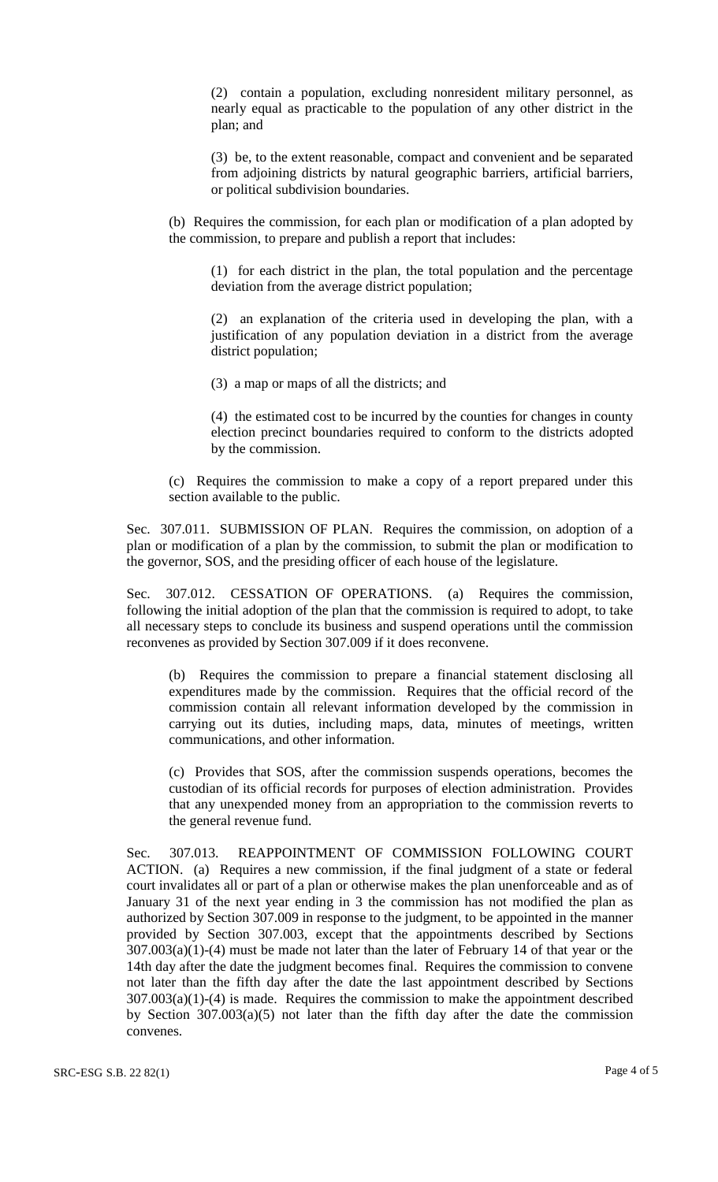(2) contain a population, excluding nonresident military personnel, as nearly equal as practicable to the population of any other district in the plan; and

(3) be, to the extent reasonable, compact and convenient and be separated from adjoining districts by natural geographic barriers, artificial barriers, or political subdivision boundaries.

(b) Requires the commission, for each plan or modification of a plan adopted by the commission, to prepare and publish a report that includes:

(1) for each district in the plan, the total population and the percentage deviation from the average district population;

(2) an explanation of the criteria used in developing the plan, with a justification of any population deviation in a district from the average district population;

(3) a map or maps of all the districts; and

(4) the estimated cost to be incurred by the counties for changes in county election precinct boundaries required to conform to the districts adopted by the commission.

(c) Requires the commission to make a copy of a report prepared under this section available to the public.

Sec. 307.011. SUBMISSION OF PLAN. Requires the commission, on adoption of a plan or modification of a plan by the commission, to submit the plan or modification to the governor, SOS, and the presiding officer of each house of the legislature.

Sec. 307.012. CESSATION OF OPERATIONS. (a) Requires the commission, following the initial adoption of the plan that the commission is required to adopt, to take all necessary steps to conclude its business and suspend operations until the commission reconvenes as provided by Section 307.009 if it does reconvene.

(b) Requires the commission to prepare a financial statement disclosing all expenditures made by the commission. Requires that the official record of the commission contain all relevant information developed by the commission in carrying out its duties, including maps, data, minutes of meetings, written communications, and other information.

(c) Provides that SOS, after the commission suspends operations, becomes the custodian of its official records for purposes of election administration. Provides that any unexpended money from an appropriation to the commission reverts to the general revenue fund.

Sec. 307.013. REAPPOINTMENT OF COMMISSION FOLLOWING COURT ACTION. (a) Requires a new commission, if the final judgment of a state or federal court invalidates all or part of a plan or otherwise makes the plan unenforceable and as of January 31 of the next year ending in 3 the commission has not modified the plan as authorized by Section 307.009 in response to the judgment, to be appointed in the manner provided by Section 307.003, except that the appointments described by Sections 307.003(a)(1)-(4) must be made not later than the later of February 14 of that year or the 14th day after the date the judgment becomes final. Requires the commission to convene not later than the fifth day after the date the last appointment described by Sections 307.003(a)(1)-(4) is made. Requires the commission to make the appointment described by Section 307.003(a)(5) not later than the fifth day after the date the commission convenes.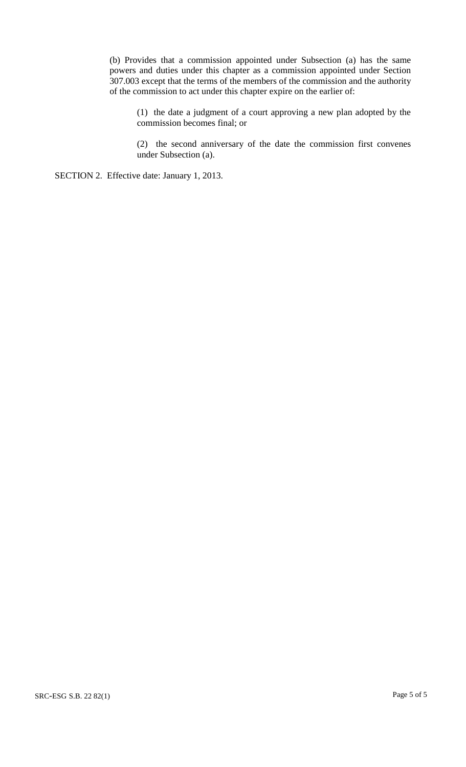(b) Provides that a commission appointed under Subsection (a) has the same powers and duties under this chapter as a commission appointed under Section 307.003 except that the terms of the members of the commission and the authority of the commission to act under this chapter expire on the earlier of:

(1) the date a judgment of a court approving a new plan adopted by the commission becomes final; or

(2) the second anniversary of the date the commission first convenes under Subsection (a).

SECTION 2. Effective date: January 1, 2013.